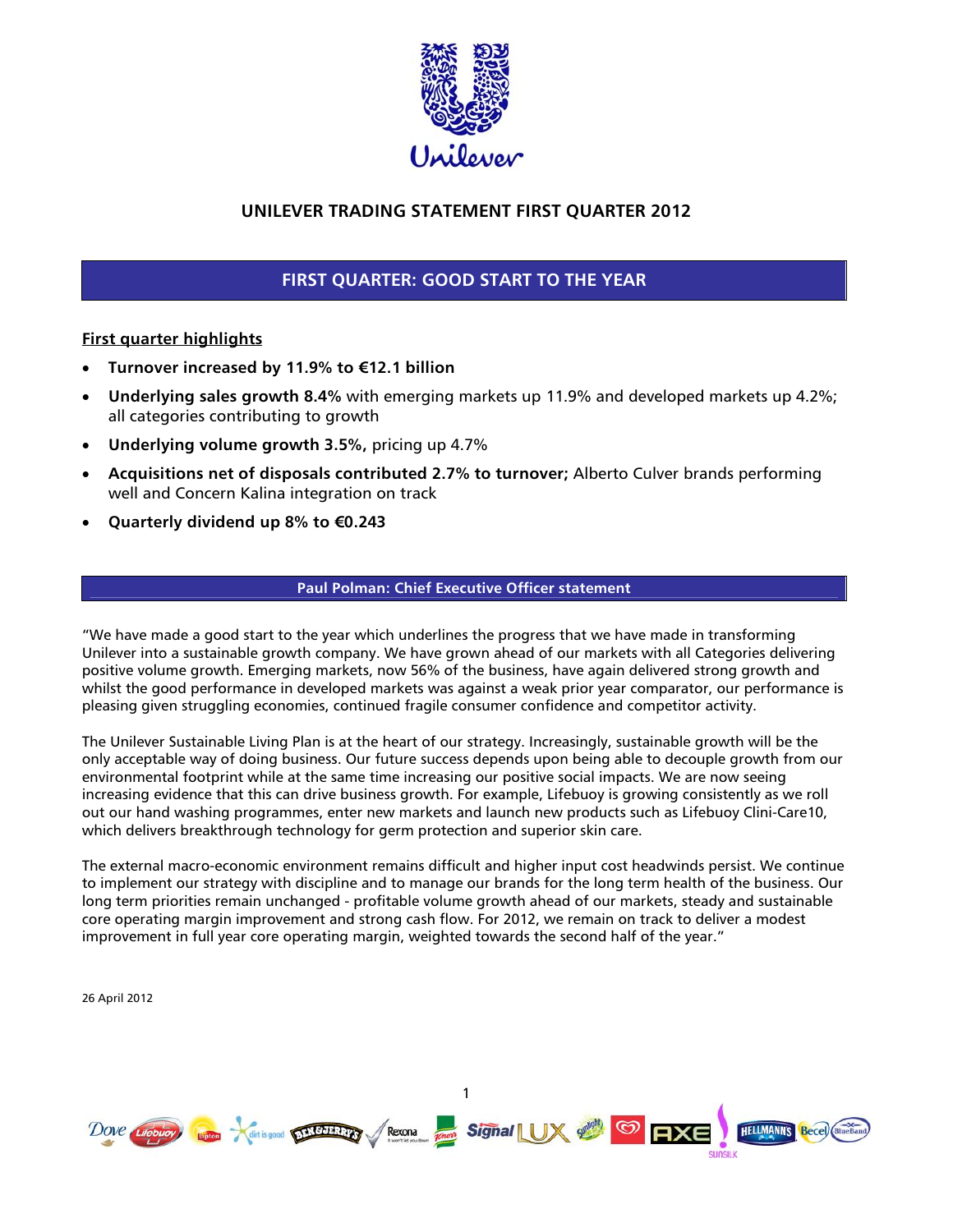# UNILEVER TRADING STATEMENT FIRST QUARTER 2012

## FIRST QUARTER: GOOD START TO THE YEAR

**First quarter highlights**

- **Turnover increased by 11.9% to €12.1 billion**
- **Underlying sales growth 8.4%** with emerging markets up 11.9% and developed markets up 4.2%; all categories contributing to growth
- **Underlying volume growth 3.5%,** pricing up 4.7%
- **Acquisitions net of disposals contributed 2.7% to turnover;** Alberto Culver brands performing well and Concern Kalina integration on track
- **Quarterly dividend up 8% to €0.243**

### Paul Polman: Chief Executive Officer statement

"We have made a good start to the year which underlines the progress that we have made in transforming Unilever into a sustainable growth company. We have grown ahead of our markets with all Categories delivering positive volume growth. Emerging markets, now 56% of the business, have again delivered strong growth and whilst the good performance in developed markets was against a weak prior year comparator, our performance is pleasing given struggling economies, continued fragile consumer confidence and competitor activity.

The Unilever Sustainable Living Plan is at the heart of our strategy. Increasingly, sustainable growth will be the only acceptable way of doing business. Our future success depends upon being able to decouple growth from our environmental footprint while at the same time increasing our positive social impacts. We are now seeing increasing evidence that this can drive business growth. For example, Lifebuoy is growing consistently as we roll out our hand washing programmes, enter new markets and launch new products such as Lifebuoy Clini-Care10, which delivers breakthrough technology for germ protection and superior skin care.

The external macro-economic environment remains difficult and higher input cost headwinds persist. We continue to implement our strategy with discipline and to manage our brands for the long term health of the business. Our long term priorities remain unchanged - profitable volume growth ahead of our markets, steady and sustainable core operating margin improvement and strong cash flow. For 2012, we remain on track to deliver a modest improvement in full year core operating margin, weighted towards the second half of the year."

26 April 2012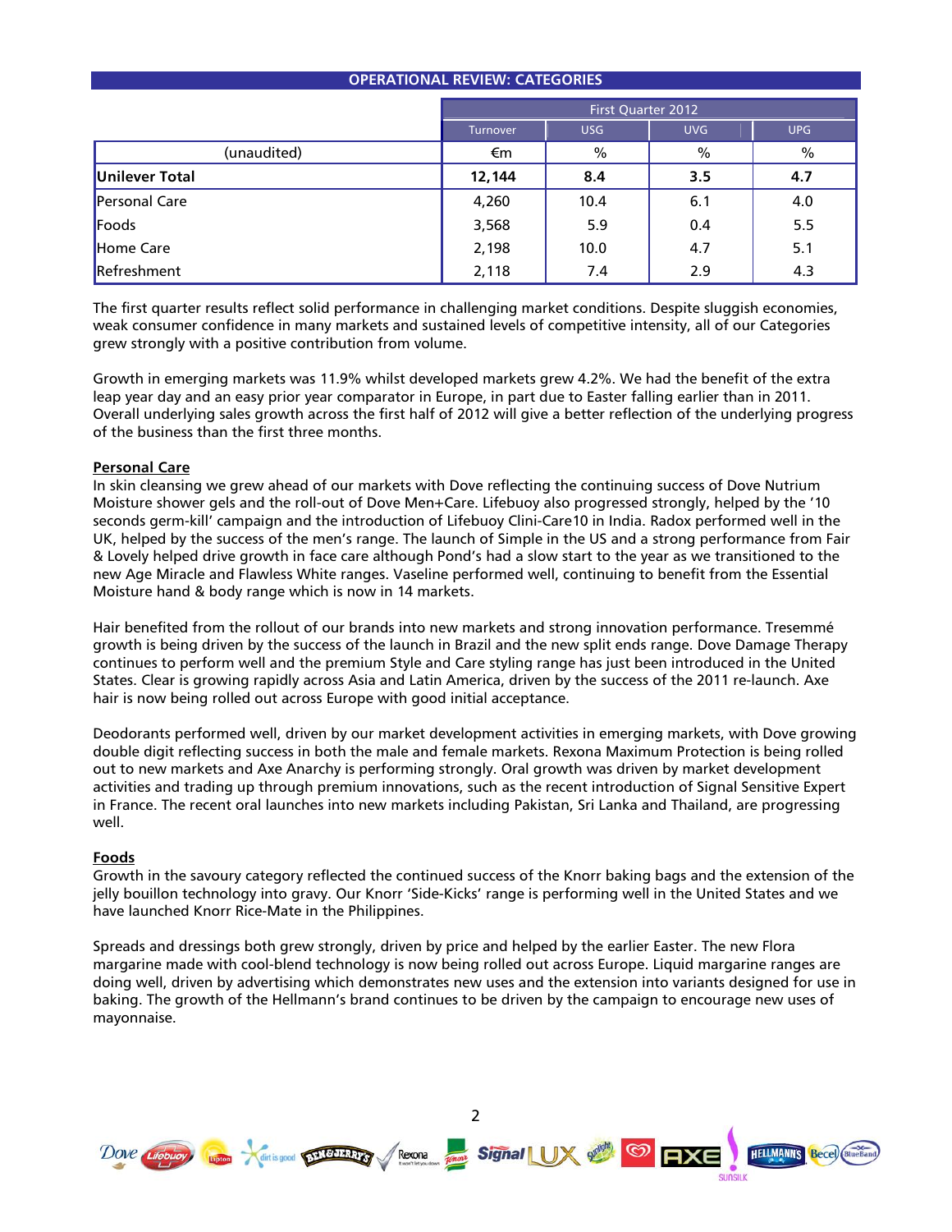## OPERATIONAL REVIEW: CATEGORIES

| | First Quarter 2012 | | | |
|---|---|---|---|---|
| | Turnover | USG | UVG | UPG |
| (unaudited) | €m | % | % | % |
| **Unilever Total** | **12,144** | **8.4** | **3.5** | **4.7** |
| Personal Care | 4,260 | 10.4 | 6.1 | 4.0 |
| Foods | 3,568 | 5.9 | 0.4 | 5.5 |
| Home Care | 2,198 | 10.0 | 4.7 | 5.1 |
| Refreshment | 2,118 | 7.4 | 2.9 | 4.3 |

The first quarter results reflect solid performance in challenging market conditions. Despite sluggish economies, weak consumer confidence in many markets and sustained levels of competitive intensity, all of our Categories grew strongly with a positive contribution from volume.

Growth in emerging markets was 11.9% whilst developed markets grew 4.2%. We had the benefit of the extra leap year day and an easy prior year comparator in Europe, in part due to Easter falling earlier than in 2011. Overall underlying sales growth across the first half of 2012 will give a better reflection of the underlying progress of the business than the first three months.

**Personal Care**

In skin cleansing we grew ahead of our markets with Dove reflecting the continuing success of Dove Nutrium Moisture shower gels and the roll-out of Dove Men+Care. Lifebuoy also progressed strongly, helped by the '10 seconds germ-kill' campaign and the introduction of Lifebuoy Clini-Care10 in India. Radox performed well in the UK, helped by the success of the men's range. The launch of Simple in the US and a strong performance from Fair & Lovely helped drive growth in face care although Pond's had a slow start to the year as we transitioned to the new Age Miracle and Flawless White ranges. Vaseline performed well, continuing to benefit from the Essential Moisture hand & body range which is now in 14 markets.

Hair benefited from the rollout of our brands into new markets and strong innovation performance. Tresemmé growth is being driven by the success of the launch in Brazil and the new split ends range. Dove Damage Therapy continues to perform well and the premium Style and Care styling range has just been introduced in the United States. Clear is growing rapidly across Asia and Latin America, driven by the success of the 2011 re-launch. Axe hair is now being rolled out across Europe with good initial acceptance.

Deodorants performed well, driven by our market development activities in emerging markets, with Dove growing double digit reflecting success in both the male and female markets. Rexona Maximum Protection is being rolled out to new markets and Axe Anarchy is performing strongly. Oral growth was driven by market development activities and trading up through premium innovations, such as the recent introduction of Signal Sensitive Expert in France. The recent oral launches into new markets including Pakistan, Sri Lanka and Thailand, are progressing well.

**Foods**

Growth in the savoury category reflected the continued success of the Knorr baking bags and the extension of the jelly bouillon technology into gravy. Our Knorr 'Side-Kicks' range is performing well in the United States and we have launched Knorr Rice-Mate in the Philippines.

Spreads and dressings both grew strongly, driven by price and helped by the earlier Easter. The new Flora margarine made with cool-blend technology is now being rolled out across Europe. Liquid margarine ranges are doing well, driven by advertising which demonstrates new uses and the extension into variants designed for use in baking. The growth of the Hellmann's brand continues to be driven by the campaign to encourage new uses of mayonnaise.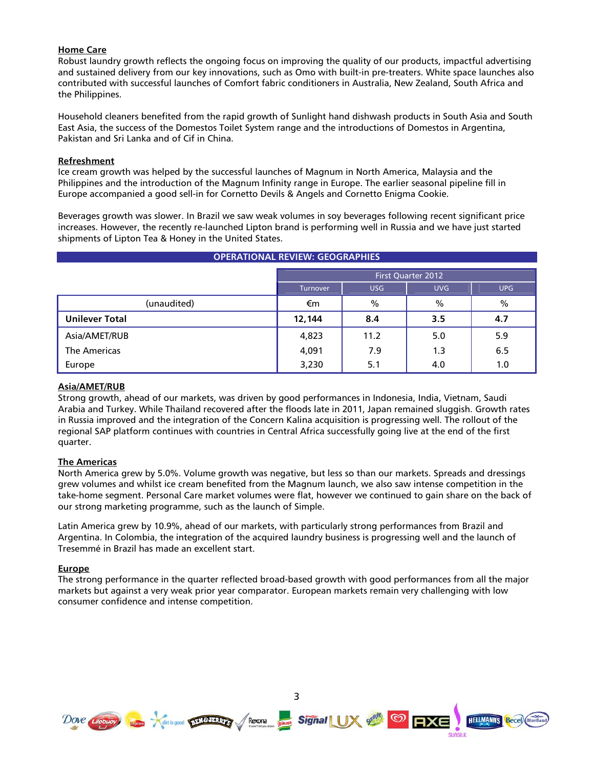### Home Care

Robust laundry growth reflects the ongoing focus on improving the quality of our products, impactful advertising and sustained delivery from our key innovations, such as Omo with built-in pre-treaters. White space launches also contributed with successful launches of Comfort fabric conditioners in Australia, New Zealand, South Africa and the Philippines.

Household cleaners benefited from the rapid growth of Sunlight hand dishwash products in South Asia and South East Asia, the success of the Domestos Toilet System range and the introductions of Domestos in Argentina, Pakistan and Sri Lanka and of Cif in China.

### Refreshment

Ice cream growth was helped by the successful launches of Magnum in North America, Malaysia and the Philippines and the introduction of the Magnum Infinity range in Europe. The earlier seasonal pipeline fill in Europe accompanied a good sell-in for Cornetto Devils & Angels and Cornetto Enigma Cookie.

Beverages growth was slower. In Brazil we saw weak volumes in soy beverages following recent significant price increases. However, the recently re-launched Lipton brand is performing well in Russia and we have just started shipments of Lipton Tea & Honey in the United States.

## OPERATIONAL REVIEW: GEOGRAPHIES

| | First Quarter 2012 | | | |
|---|---|---|---|---|
| | Turnover | USG | UVG | UPG |
| (unaudited) | €m | % | % | % |
| **Unilever Total** | **12,144** | **8.4** | **3.5** | **4.7** |
| Asia/AMET/RUB | 4,823 | 11.2 | 5.0 | 5.9 |
| The Americas | 4,091 | 7.9 | 1.3 | 6.5 |
| Europe | 3,230 | 5.1 | 4.0 | 1.0 |

### Asia/AMET/RUB

Strong growth, ahead of our markets, was driven by good performances in Indonesia, India, Vietnam, Saudi Arabia and Turkey. While Thailand recovered after the floods late in 2011, Japan remained sluggish. Growth rates in Russia improved and the integration of the Concern Kalina acquisition is progressing well. The rollout of the regional SAP platform continues with countries in Central Africa successfully going live at the end of the first quarter.

### The Americas

North America grew by 5.0%. Volume growth was negative, but less so than our markets. Spreads and dressings grew volumes and whilst ice cream benefited from the Magnum launch, we also saw intense competition in the take-home segment. Personal Care market volumes were flat, however we continued to gain share on the back of our strong marketing programme, such as the launch of Simple.

Latin America grew by 10.9%, ahead of our markets, with particularly strong performances from Brazil and Argentina. In Colombia, the integration of the acquired laundry business is progressing well and the launch of Tresemmé in Brazil has made an excellent start.

### Europe

The strong performance in the quarter reflected broad-based growth with good performances from all the major markets but against a very weak prior year comparator. European markets remain very challenging with low consumer confidence and intense competition.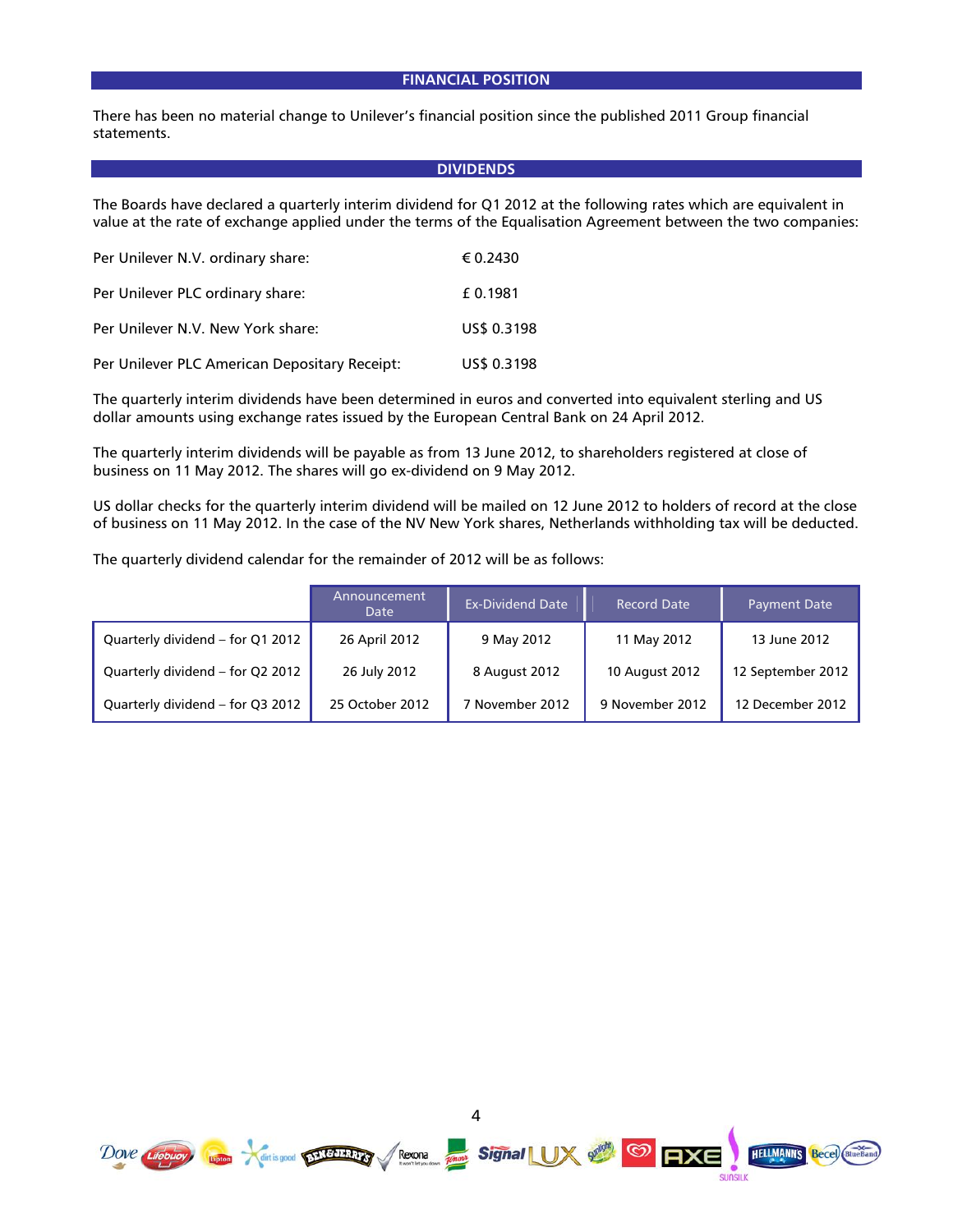## FINANCIAL POSITION

There has been no material change to Unilever's financial position since the published 2011 Group financial statements.

## DIVIDENDS

The Boards have declared a quarterly interim dividend for Q1 2012 at the following rates which are equivalent in value at the rate of exchange applied under the terms of the Equalisation Agreement between the two companies:

| | |
|---|---|
| Per Unilever N.V. ordinary share: | € 0.2430 |
| Per Unilever PLC ordinary share: | £ 0.1981 |
| Per Unilever N.V. New York share: | US$ 0.3198 |
| Per Unilever PLC American Depositary Receipt: | US$ 0.3198 |

The quarterly interim dividends have been determined in euros and converted into equivalent sterling and US dollar amounts using exchange rates issued by the European Central Bank on 24 April 2012.

The quarterly interim dividends will be payable as from 13 June 2012, to shareholders registered at close of business on 11 May 2012. The shares will go ex-dividend on 9 May 2012.

US dollar checks for the quarterly interim dividend will be mailed on 12 June 2012 to holders of record at the close of business on 11 May 2012. In the case of the NV New York shares, Netherlands withholding tax will be deducted.

The quarterly dividend calendar for the remainder of 2012 will be as follows:

| | Announcement Date | Ex-Dividend Date | Record Date | Payment Date |
|---|---|---|---|---|
| Quarterly dividend – for Q1 2012 | 26 April 2012 | 9 May 2012 | 11 May 2012 | 13 June 2012 |
| Quarterly dividend – for Q2 2012 | 26 July 2012 | 8 August 2012 | 10 August 2012 | 12 September 2012 |
| Quarterly dividend – for Q3 2012 | 25 October 2012 | 7 November 2012 | 9 November 2012 | 12 December 2012 |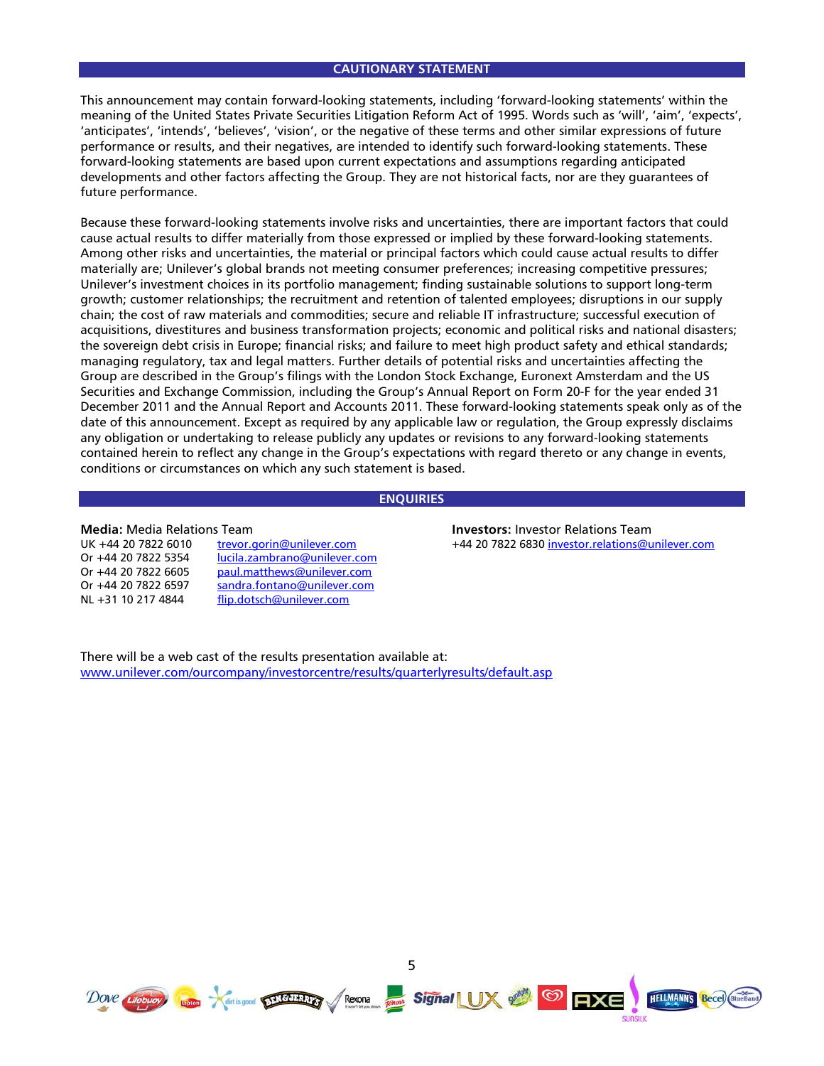## CAUTIONARY STATEMENT

This announcement may contain forward-looking statements, including 'forward-looking statements' within the meaning of the United States Private Securities Litigation Reform Act of 1995. Words such as 'will', 'aim', 'expects', 'anticipates', 'intends', 'believes', 'vision', or the negative of these terms and other similar expressions of future performance or results, and their negatives, are intended to identify such forward-looking statements. These forward-looking statements are based upon current expectations and assumptions regarding anticipated developments and other factors affecting the Group. They are not historical facts, nor are they guarantees of future performance.

Because these forward-looking statements involve risks and uncertainties, there are important factors that could cause actual results to differ materially from those expressed or implied by these forward-looking statements. Among other risks and uncertainties, the material or principal factors which could cause actual results to differ materially are; Unilever's global brands not meeting consumer preferences; increasing competitive pressures; Unilever's investment choices in its portfolio management; finding sustainable solutions to support long-term growth; customer relationships; the recruitment and retention of talented employees; disruptions in our supply chain; the cost of raw materials and commodities; secure and reliable IT infrastructure; successful execution of acquisitions, divestitures and business transformation projects; economic and political risks and national disasters; the sovereign debt crisis in Europe; financial risks; and failure to meet high product safety and ethical standards; managing regulatory, tax and legal matters. Further details of potential risks and uncertainties affecting the Group are described in the Group's filings with the London Stock Exchange, Euronext Amsterdam and the US Securities and Exchange Commission, including the Group's Annual Report on Form 20-F for the year ended 31 December 2011 and the Annual Report and Accounts 2011. These forward-looking statements speak only as of the date of this announcement. Except as required by any applicable law or regulation, the Group expressly disclaims any obligation or undertaking to release publicly any updates or revisions to any forward-looking statements contained herein to reflect any change in the Group's expectations with regard thereto or any change in events, conditions or circumstances on which any such statement is based.

## ENQUIRIES

**Media:** Media Relations Team
UK +44 20 7822 6010 trevor.gorin@unilever.com
Or +44 20 7822 5354 lucila.zambrano@unilever.com
Or +44 20 7822 6605 paul.matthews@unilever.com
Or +44 20 7822 6597 sandra.fontano@unilever.com
NL +31 10 217 4844 flip.dotsch@unilever.com

**Investors:** Investor Relations Team
+44 20 7822 6830 investor.relations@unilever.com

There will be a web cast of the results presentation available at:
www.unilever.com/ourcompany/investorcentre/results/quarterlyresults/default.asp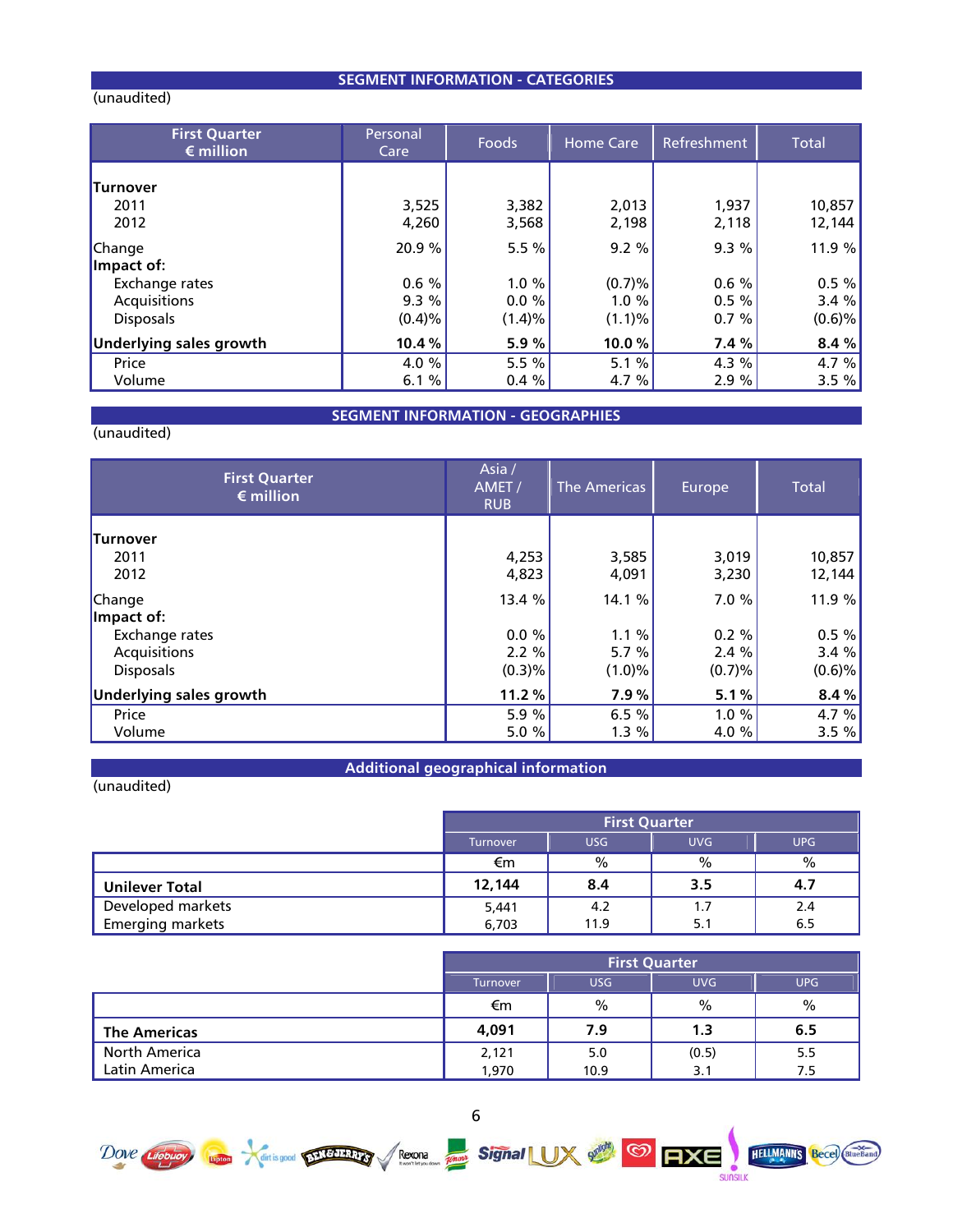## SEGMENT INFORMATION - CATEGORIES

(unaudited)

| First Quarter € million | Personal Care | Foods | Home Care | Refreshment | Total |
|---|---|---|---|---|---|
| **Turnover** | | | | | |
| 2011 | 3,525 | 3,382 | 2,013 | 1,937 | 10,857 |
| 2012 | 4,260 | 3,568 | 2,198 | 2,118 | 12,144 |
| Change | 20.9 % | 5.5 % | 9.2 % | 9.3 % | 11.9 % |
| **Impact of:** | | | | | |
| Exchange rates | 0.6 % | 1.0 % | (0.7)% | 0.6 % | 0.5 % |
| Acquisitions | 9.3 % | 0.0 % | 1.0 % | 0.5 % | 3.4 % |
| Disposals | (0.4)% | (1.4)% | (1.1)% | 0.7 % | (0.6)% |
| **Underlying sales growth** | **10.4 %** | **5.9 %** | **10.0 %** | **7.4 %** | **8.4 %** |
| Price | 4.0 % | 5.5 % | 5.1 % | 4.3 % | 4.7 % |
| Volume | 6.1 % | 0.4 % | 4.7 % | 2.9 % | 3.5 % |

## SEGMENT INFORMATION - GEOGRAPHIES

(unaudited)

| First Quarter € million | Asia / AMET / RUB | The Americas | Europe | Total |
|---|---|---|---|---|
| **Turnover** | | | | |
| 2011 | 4,253 | 3,585 | 3,019 | 10,857 |
| 2012 | 4,823 | 4,091 | 3,230 | 12,144 |
| Change | 13.4 % | 14.1 % | 7.0 % | 11.9 % |
| **Impact of:** | | | | |
| Exchange rates | 0.0 % | 1.1 % | 0.2 % | 0.5 % |
| Acquisitions | 2.2 % | 5.7 % | 2.4 % | 3.4 % |
| Disposals | (0.3)% | (1.0)% | (0.7)% | (0.6)% |
| **Underlying sales growth** | **11.2 %** | **7.9 %** | **5.1 %** | **8.4 %** |
| Price | 5.9 % | 6.5 % | 1.0 % | 4.7 % |
| Volume | 5.0 % | 1.3 % | 4.0 % | 3.5 % |

## Additional geographical information

(unaudited)

| | First Quarter | | | |
|---|---|---|---|---|
| | Turnover | USG | UVG | UPG |
| | €m | % | % | % |
| **Unilever Total** | **12,144** | **8.4** | **3.5** | **4.7** |
| Developed markets | 5,441 | 4.2 | 1.7 | 2.4 |
| Emerging markets | 6,703 | 11.9 | 5.1 | 6.5 |

| | First Quarter | | | |
|---|---|---|---|---|
| | Turnover | USG | UVG | UPG |
| | €m | % | % | % |
| **The Americas** | **4,091** | **7.9** | **1.3** | **6.5** |
| North America | 2,121 | 5.0 | (0.5) | 5.5 |
| Latin America | 1,970 | 10.9 | 3.1 | 7.5 |